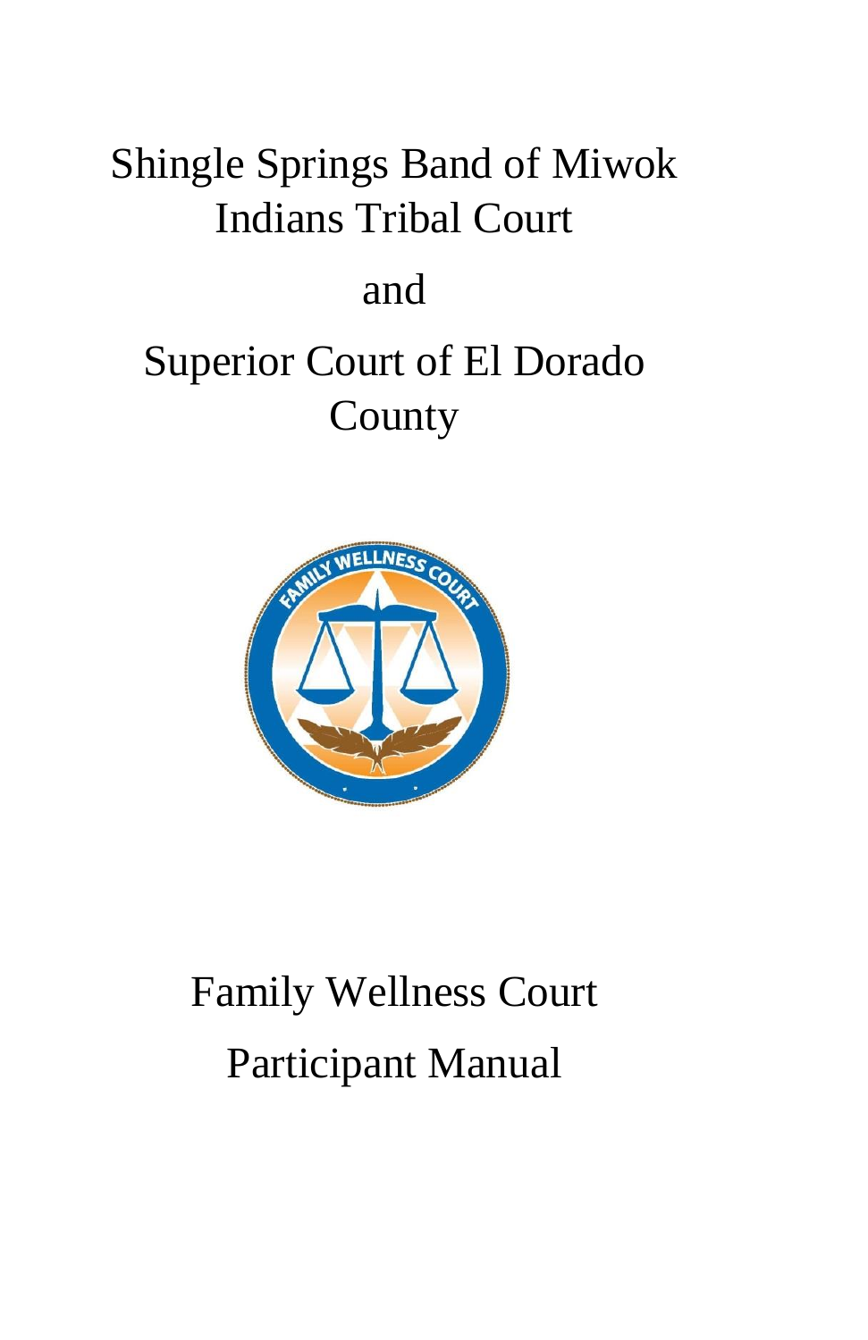# Shingle Springs Band of Miwok Indians Tribal Court

and

# Superior Court of El Dorado County

# Family Wellness Court

# Participant Manual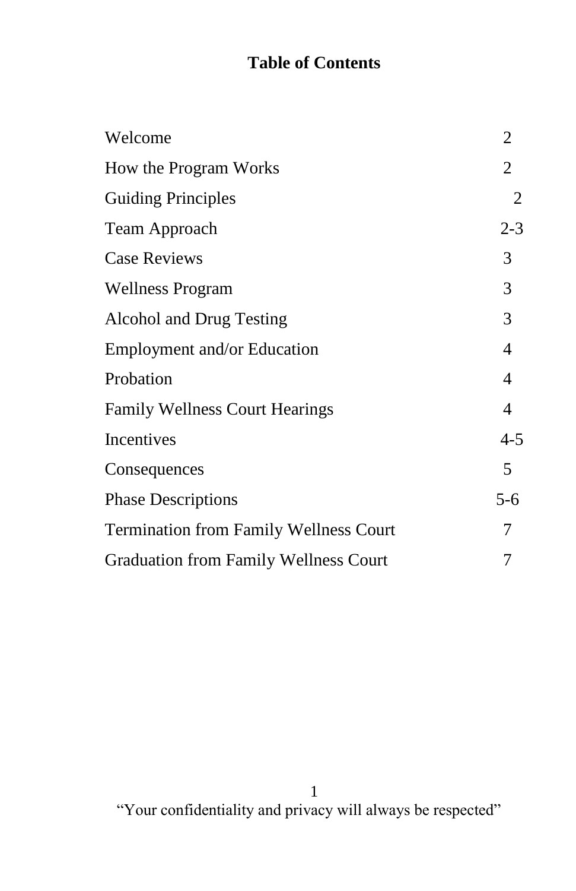# Table of Contents

| | |
|---|---|
| Welcome | 2 |
| How the Program Works | 2 |
| Guiding Principles | 2 |
| Team Approach | 2-3 |
| Case Reviews | 3 |
| Wellness Program | 3 |
| Alcohol and Drug Testing | 3 |
| Employment and/or Education | 4 |
| Probation | 4 |
| Family Wellness Court Hearings | 4 |
| Incentives | 4-5 |
| Consequences | 5 |
| Phase Descriptions | 5-6 |
| Termination from Family Wellness Court | 7 |
| Graduation from Family Wellness Court | 7 |

"Your confidentiality and privacy will always be respected"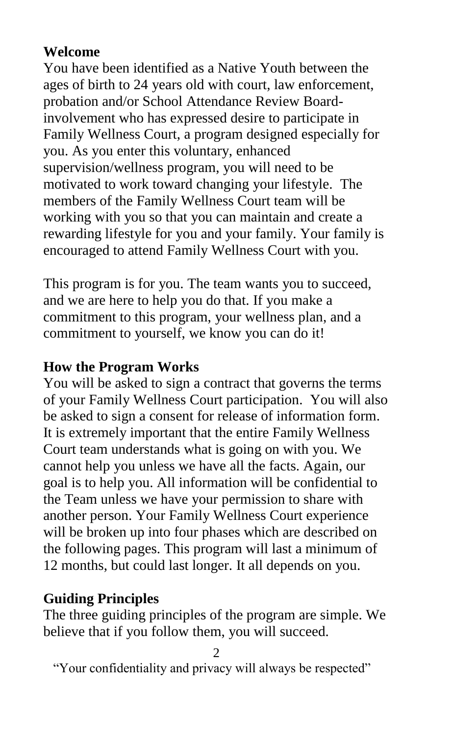## Welcome

You have been identified as a Native Youth between the ages of birth to 24 years old with court, law enforcement, probation and/or School Attendance Review Board-involvement who has expressed desire to participate in Family Wellness Court, a program designed especially for you. As you enter this voluntary, enhanced supervision/wellness program, you will need to be motivated to work toward changing your lifestyle. The members of the Family Wellness Court team will be working with you so that you can maintain and create a rewarding lifestyle for you and your family. Your family is encouraged to attend Family Wellness Court with you.

This program is for you. The team wants you to succeed, and we are here to help you do that. If you make a commitment to this program, your wellness plan, and a commitment to yourself, we know you can do it!

## How the Program Works

You will be asked to sign a contract that governs the terms of your Family Wellness Court participation. You will also be asked to sign a consent for release of information form. It is extremely important that the entire Family Wellness Court team understands what is going on with you. We cannot help you unless we have all the facts. Again, our goal is to help you. All information will be confidential to the Team unless we have your permission to share with another person. Your Family Wellness Court experience will be broken up into four phases which are described on the following pages. This program will last a minimum of 12 months, but could last longer. It all depends on you.

## Guiding Principles

The three guiding principles of the program are simple. We believe that if you follow them, you will succeed.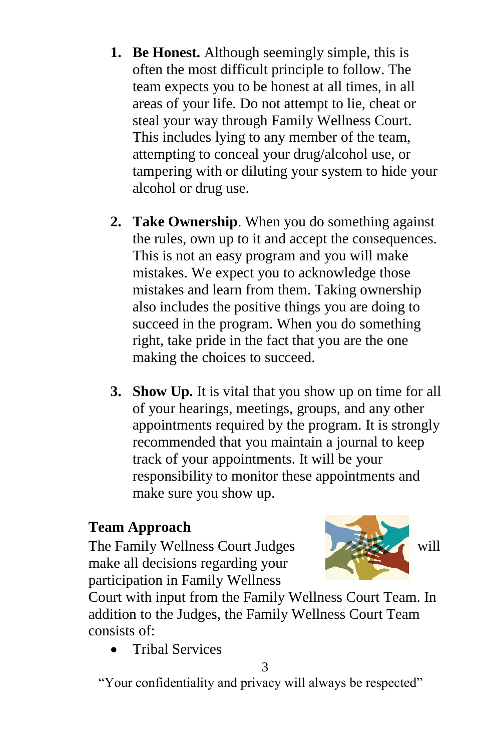1. **Be Honest.** Although seemingly simple, this is often the most difficult principle to follow. The team expects you to be honest at all times, in all areas of your life. Do not attempt to lie, cheat or steal your way through Family Wellness Court. This includes lying to any member of the team, attempting to conceal your drug/alcohol use, or tampering with or diluting your system to hide your alcohol or drug use.

2. **Take Ownership**. When you do something against the rules, own up to it and accept the consequences. This is not an easy program and you will make mistakes. We expect you to acknowledge those mistakes and learn from them. Taking ownership also includes the positive things you are doing to succeed in the program. When you do something right, take pride in the fact that you are the one making the choices to succeed.

3. **Show Up.** It is vital that you show up on time for all of your hearings, meetings, groups, and any other appointments required by the program. It is strongly recommended that you maintain a journal to keep track of your appointments. It will be your responsibility to monitor these appointments and make sure you show up.

**Team Approach**

The Family Wellness Court Judges will make all decisions regarding your participation in Family Wellness Court with input from the Family Wellness Court Team. In addition to the Judges, the Family Wellness Court Team consists of:

- Tribal Services

"Your confidentiality and privacy will always be respected"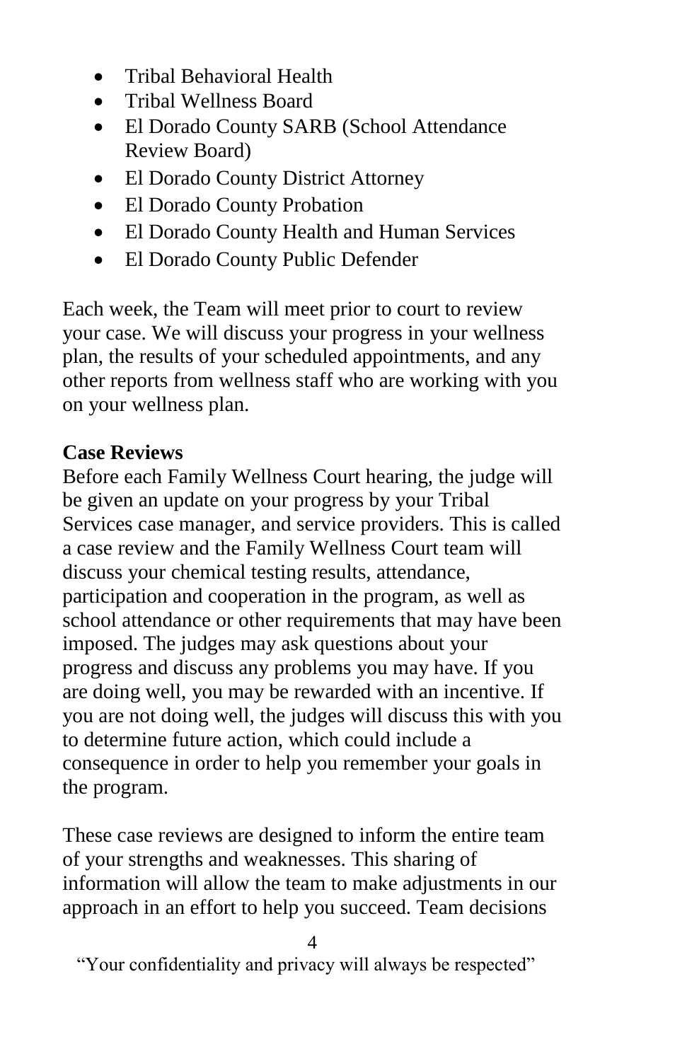- Tribal Behavioral Health
- Tribal Wellness Board
- El Dorado County SARB (School Attendance Review Board)
- El Dorado County District Attorney
- El Dorado County Probation
- El Dorado County Health and Human Services
- El Dorado County Public Defender

Each week, the Team will meet prior to court to review your case. We will discuss your progress in your wellness plan, the results of your scheduled appointments, and any other reports from wellness staff who are working with you on your wellness plan.

**Case Reviews**

Before each Family Wellness Court hearing, the judge will be given an update on your progress by your Tribal Services case manager, and service providers. This is called a case review and the Family Wellness Court team will discuss your chemical testing results, attendance, participation and cooperation in the program, as well as school attendance or other requirements that may have been imposed. The judges may ask questions about your progress and discuss any problems you may have. If you are doing well, you may be rewarded with an incentive. If you are not doing well, the judges will discuss this with you to determine future action, which could include a consequence in order to help you remember your goals in the program.

These case reviews are designed to inform the entire team of your strengths and weaknesses. This sharing of information will allow the team to make adjustments in our approach in an effort to help you succeed. Team decisions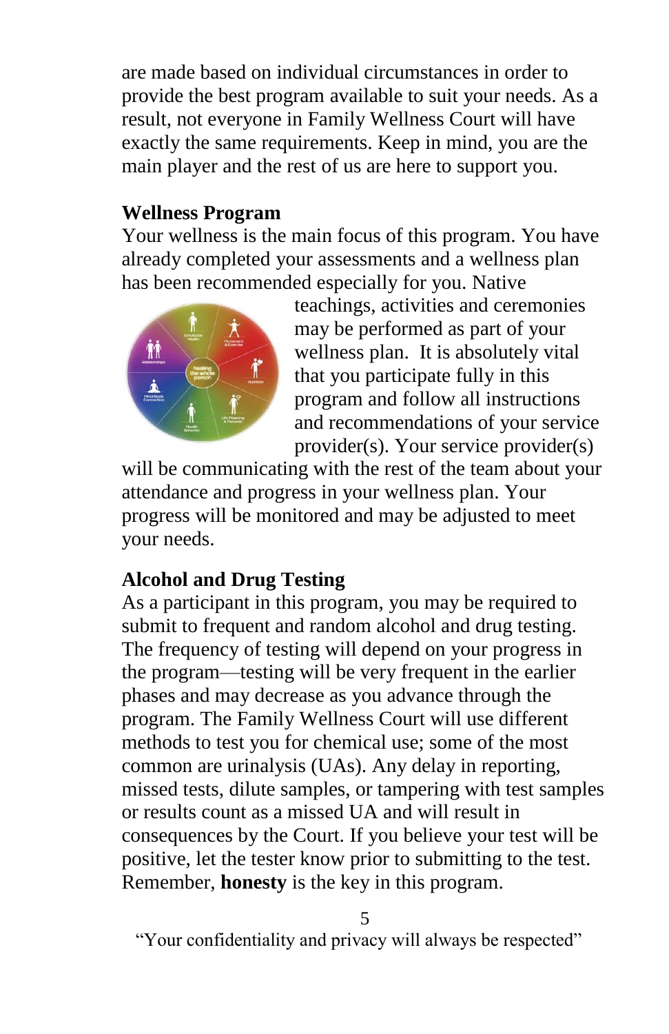are made based on individual circumstances in order to provide the best program available to suit your needs. As a result, not everyone in Family Wellness Court will have exactly the same requirements. Keep in mind, you are the main player and the rest of us are here to support you.

**Wellness Program**

Your wellness is the main focus of this program. You have already completed your assessments and a wellness plan has been recommended especially for you. Native teachings, activities and ceremonies may be performed as part of your wellness plan. It is absolutely vital that you participate fully in this program and follow all instructions and recommendations of your service provider(s). Your service provider(s) will be communicating with the rest of the team about your attendance and progress in your wellness plan. Your progress will be monitored and may be adjusted to meet your needs.

**Alcohol and Drug Testing**

As a participant in this program, you may be required to submit to frequent and random alcohol and drug testing. The frequency of testing will depend on your progress in the program—testing will be very frequent in the earlier phases and may decrease as you advance through the program. The Family Wellness Court will use different methods to test you for chemical use; some of the most common are urinalysis (UAs). Any delay in reporting, missed tests, dilute samples, or tampering with test samples or results count as a missed UA and will result in consequences by the Court. If you believe your test will be positive, let the tester know prior to submitting to the test. Remember, **honesty** is the key in this program.

"Your confidentiality and privacy will always be respected"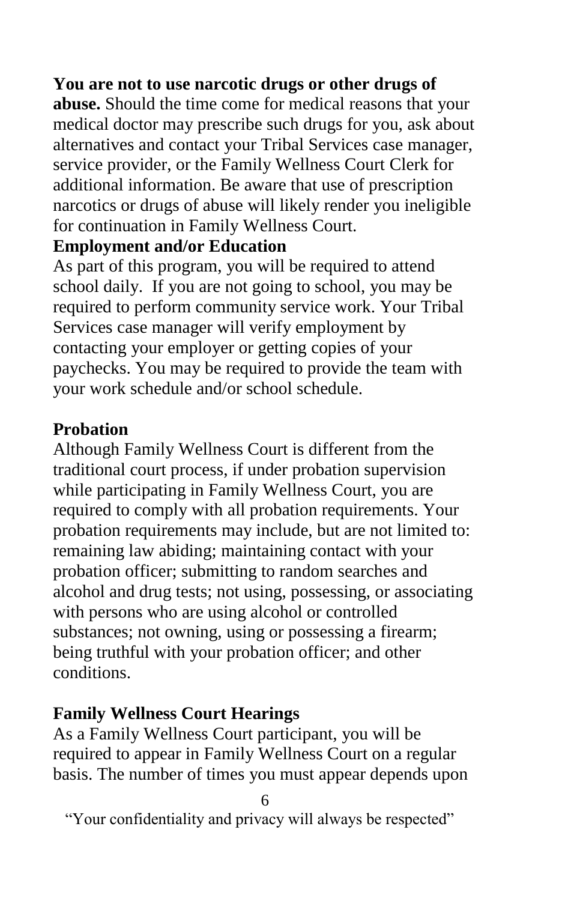**You are not to use narcotic drugs or other drugs of abuse.** Should the time come for medical reasons that your medical doctor may prescribe such drugs for you, ask about alternatives and contact your Tribal Services case manager, service provider, or the Family Wellness Court Clerk for additional information. Be aware that use of prescription narcotics or drugs of abuse will likely render you ineligible for continuation in Family Wellness Court.

**Employment and/or Education**

As part of this program, you will be required to attend school daily. If you are not going to school, you may be required to perform community service work. Your Tribal Services case manager will verify employment by contacting your employer or getting copies of your paychecks. You may be required to provide the team with your work schedule and/or school schedule.

**Probation**

Although Family Wellness Court is different from the traditional court process, if under probation supervision while participating in Family Wellness Court, you are required to comply with all probation requirements. Your probation requirements may include, but are not limited to: remaining law abiding; maintaining contact with your probation officer; submitting to random searches and alcohol and drug tests; not using, possessing, or associating with persons who are using alcohol or controlled substances; not owning, using or possessing a firearm; being truthful with your probation officer; and other conditions.

**Family Wellness Court Hearings**

As a Family Wellness Court participant, you will be required to appear in Family Wellness Court on a regular basis. The number of times you must appear depends upon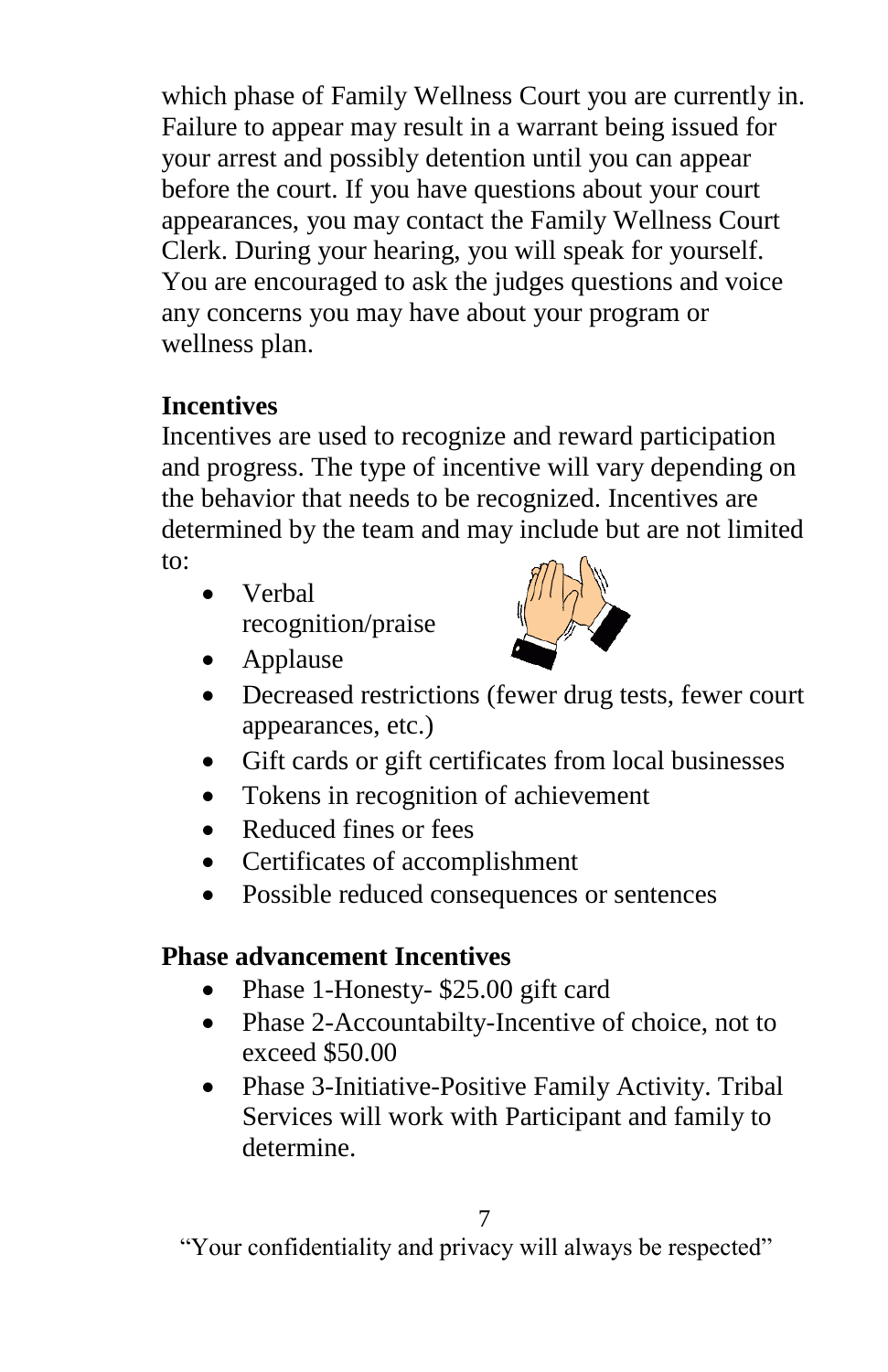which phase of Family Wellness Court you are currently in. Failure to appear may result in a warrant being issued for your arrest and possibly detention until you can appear before the court. If you have questions about your court appearances, you may contact the Family Wellness Court Clerk. During your hearing, you will speak for yourself. You are encouraged to ask the judges questions and voice any concerns you may have about your program or wellness plan.

**Incentives**

Incentives are used to recognize and reward participation and progress. The type of incentive will vary depending on the behavior that needs to be recognized. Incentives are determined by the team and may include but are not limited to:

- Verbal recognition/praise
- Applause
- Decreased restrictions (fewer drug tests, fewer court appearances, etc.)
- Gift cards or gift certificates from local businesses
- Tokens in recognition of achievement
- Reduced fines or fees
- Certificates of accomplishment
- Possible reduced consequences or sentences

**Phase advancement Incentives**

- Phase 1-Honesty- $25.00 gift card
- Phase 2-Accountabilty-Incentive of choice, not to exceed $50.00
- Phase 3-Initiative-Positive Family Activity. Tribal Services will work with Participant and family to determine.

"Your confidentiality and privacy will always be respected"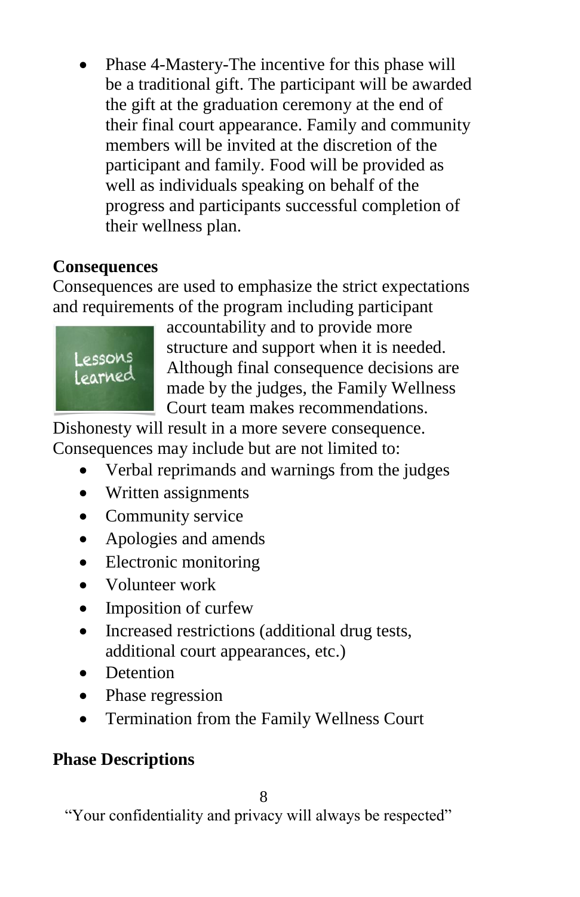- Phase 4-Mastery-The incentive for this phase will be a traditional gift. The participant will be awarded the gift at the graduation ceremony at the end of their final court appearance. Family and community members will be invited at the discretion of the participant and family. Food will be provided as well as individuals speaking on behalf of the progress and participants successful completion of their wellness plan.

**Consequences**

Consequences are used to emphasize the strict expectations and requirements of the program including participant accountability and to provide more structure and support when it is needed. Although final consequence decisions are made by the judges, the Family Wellness Court team makes recommendations. Dishonesty will result in a more severe consequence. Consequences may include but are not limited to:

- Verbal reprimands and warnings from the judges
- Written assignments
- Community service
- Apologies and amends
- Electronic monitoring
- Volunteer work
- Imposition of curfew
- Increased restrictions (additional drug tests, additional court appearances, etc.)
- Detention
- Phase regression
- Termination from the Family Wellness Court

**Phase Descriptions**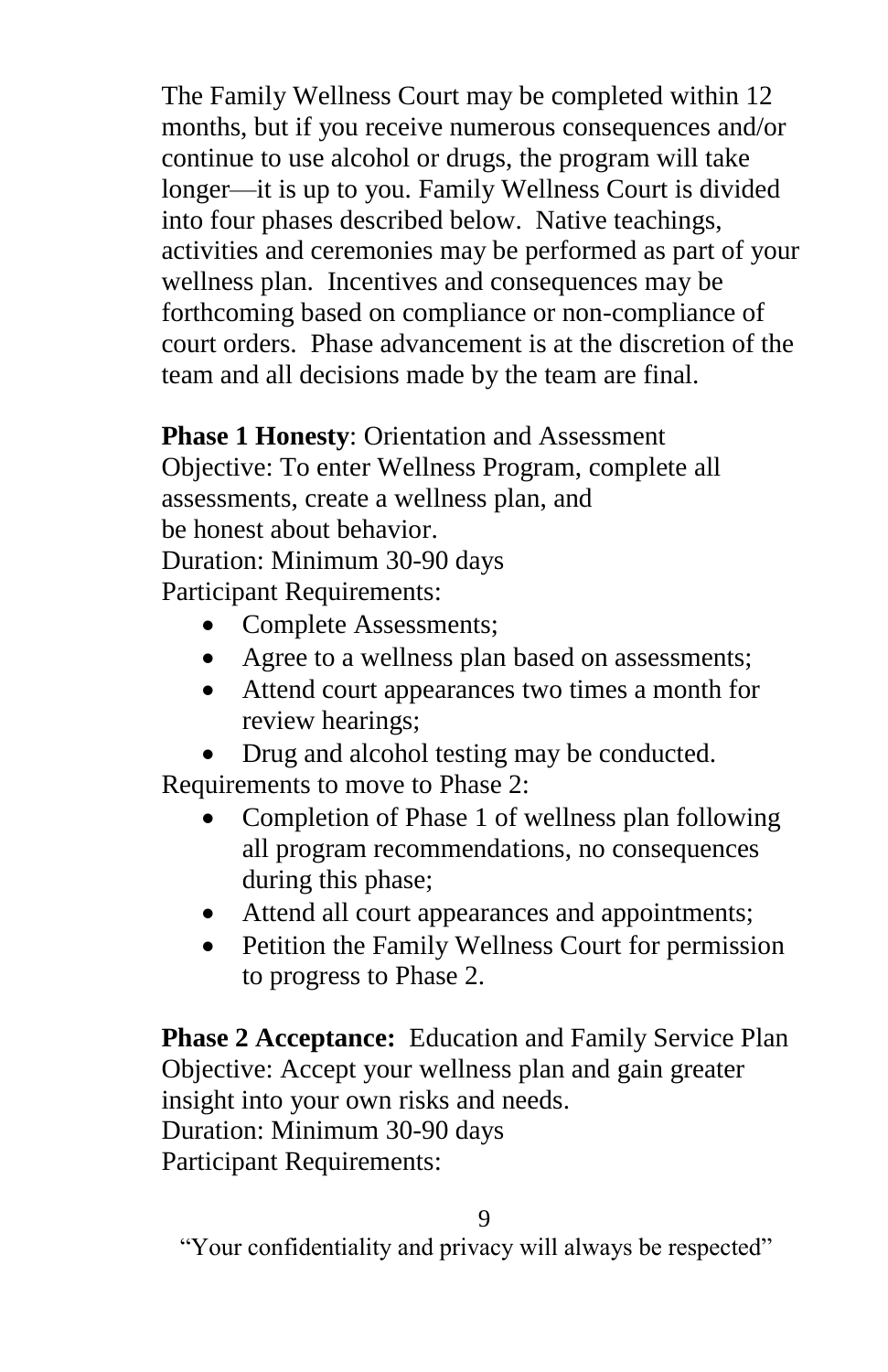The Family Wellness Court may be completed within 12 months, but if you receive numerous consequences and/or continue to use alcohol or drugs, the program will take longer—it is up to you. Family Wellness Court is divided into four phases described below. Native teachings, activities and ceremonies may be performed as part of your wellness plan. Incentives and consequences may be forthcoming based on compliance or non-compliance of court orders. Phase advancement is at the discretion of the team and all decisions made by the team are final.

**Phase 1 Honesty**: Orientation and Assessment
Objective: To enter Wellness Program, complete all assessments, create a wellness plan, and be honest about behavior.
Duration: Minimum 30-90 days
Participant Requirements:

- Complete Assessments;
- Agree to a wellness plan based on assessments;
- Attend court appearances two times a month for review hearings;
- Drug and alcohol testing may be conducted.

Requirements to move to Phase 2:

- Completion of Phase 1 of wellness plan following all program recommendations, no consequences during this phase;
- Attend all court appearances and appointments;
- Petition the Family Wellness Court for permission to progress to Phase 2.

**Phase 2 Acceptance:** Education and Family Service Plan
Objective: Accept your wellness plan and gain greater insight into your own risks and needs.
Duration: Minimum 30-90 days
Participant Requirements:

"Your confidentiality and privacy will always be respected"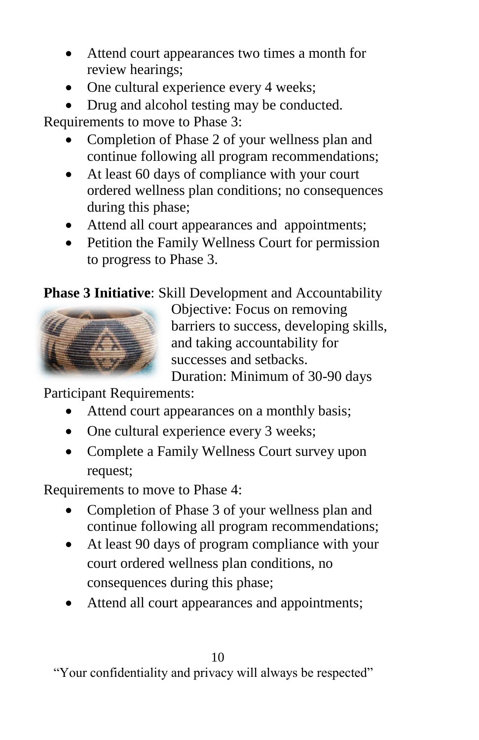- Attend court appearances two times a month for review hearings;
- One cultural experience every 4 weeks;
- Drug and alcohol testing may be conducted.

Requirements to move to Phase 3:

- Completion of Phase 2 of your wellness plan and continue following all program recommendations;
- At least 60 days of compliance with your court ordered wellness plan conditions; no consequences during this phase;
- Attend all court appearances and appointments;
- Petition the Family Wellness Court for permission to progress to Phase 3.

**Phase 3 Initiative**: Skill Development and Accountability

Objective: Focus on removing barriers to success, developing skills, and taking accountability for successes and setbacks.
Duration: Minimum of 30-90 days

Participant Requirements:

- Attend court appearances on a monthly basis;
- One cultural experience every 3 weeks;
- Complete a Family Wellness Court survey upon request;

Requirements to move to Phase 4:

- Completion of Phase 3 of your wellness plan and continue following all program recommendations;
- At least 90 days of program compliance with your court ordered wellness plan conditions, no consequences during this phase;
- Attend all court appearances and appointments;

"Your confidentiality and privacy will always be respected"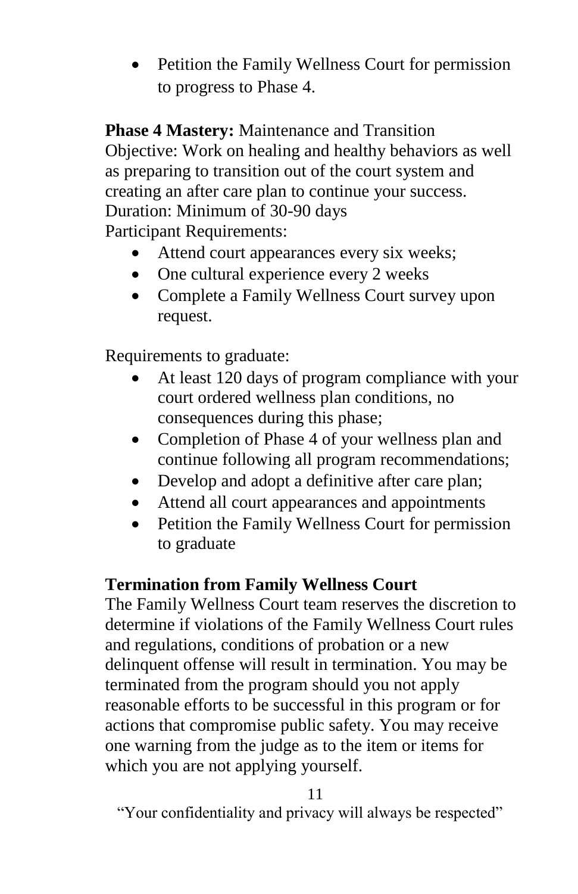- Petition the Family Wellness Court for permission to progress to Phase 4.

**Phase 4 Mastery:** Maintenance and Transition
Objective: Work on healing and healthy behaviors as well as preparing to transition out of the court system and creating an after care plan to continue your success.
Duration: Minimum of 30-90 days
Participant Requirements:

- Attend court appearances every six weeks;
- One cultural experience every 2 weeks
- Complete a Family Wellness Court survey upon request.

Requirements to graduate:

- At least 120 days of program compliance with your court ordered wellness plan conditions, no consequences during this phase;
- Completion of Phase 4 of your wellness plan and continue following all program recommendations;
- Develop and adopt a definitive after care plan;
- Attend all court appearances and appointments
- Petition the Family Wellness Court for permission to graduate

## Termination from Family Wellness Court

The Family Wellness Court team reserves the discretion to determine if violations of the Family Wellness Court rules and regulations, conditions of probation or a new delinquent offense will result in termination. You may be terminated from the program should you not apply reasonable efforts to be successful in this program or for actions that compromise public safety. You may receive one warning from the judge as to the item or items for which you are not applying yourself.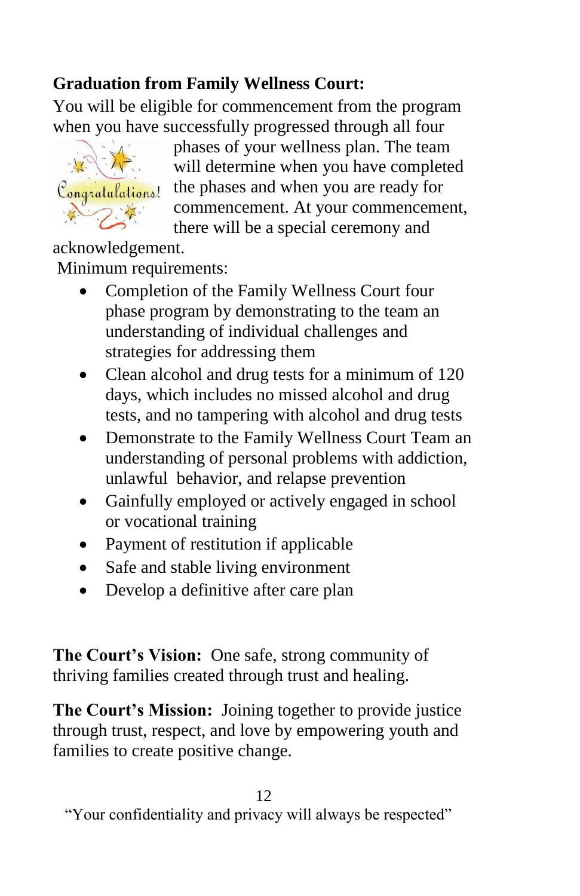**Graduation from Family Wellness Court:**

You will be eligible for commencement from the program when you have successfully progressed through all four phases of your wellness plan. The team will determine when you have completed the phases and when you are ready for commencement. At your commencement, there will be a special ceremony and acknowledgement.

Minimum requirements:

- Completion of the Family Wellness Court four phase program by demonstrating to the team an understanding of individual challenges and strategies for addressing them
- Clean alcohol and drug tests for a minimum of 120 days, which includes no missed alcohol and drug tests, and no tampering with alcohol and drug tests
- Demonstrate to the Family Wellness Court Team an understanding of personal problems with addiction, unlawful behavior, and relapse prevention
- Gainfully employed or actively engaged in school or vocational training
- Payment of restitution if applicable
- Safe and stable living environment
- Develop a definitive after care plan

**The Court's Vision:** One safe, strong community of thriving families created through trust and healing.

**The Court's Mission:** Joining together to provide justice through trust, respect, and love by empowering youth and families to create positive change.

"Your confidentiality and privacy will always be respected"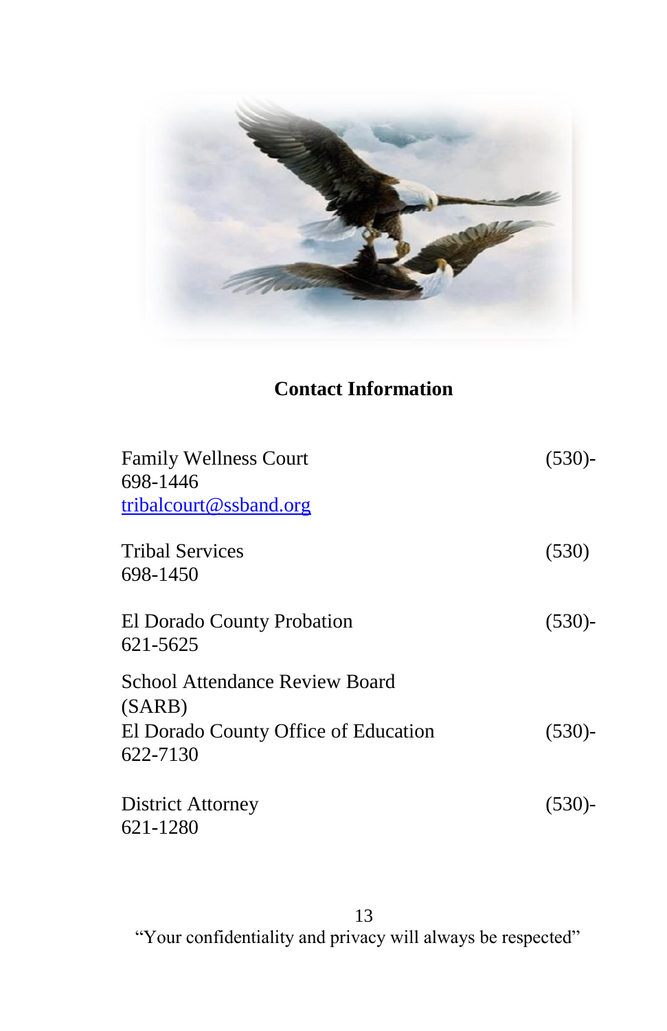## Contact Information

Family Wellness Court (530)-698-1446
[tribalcourt@ssband.org](mailto:tribalcourt@ssband.org)

Tribal Services (530) 698-1450

El Dorado County Probation (530)-621-5625

School Attendance Review Board (SARB)
El Dorado County Office of Education (530)-622-7130

District Attorney (530)-621-1280

"Your confidentiality and privacy will always be respected"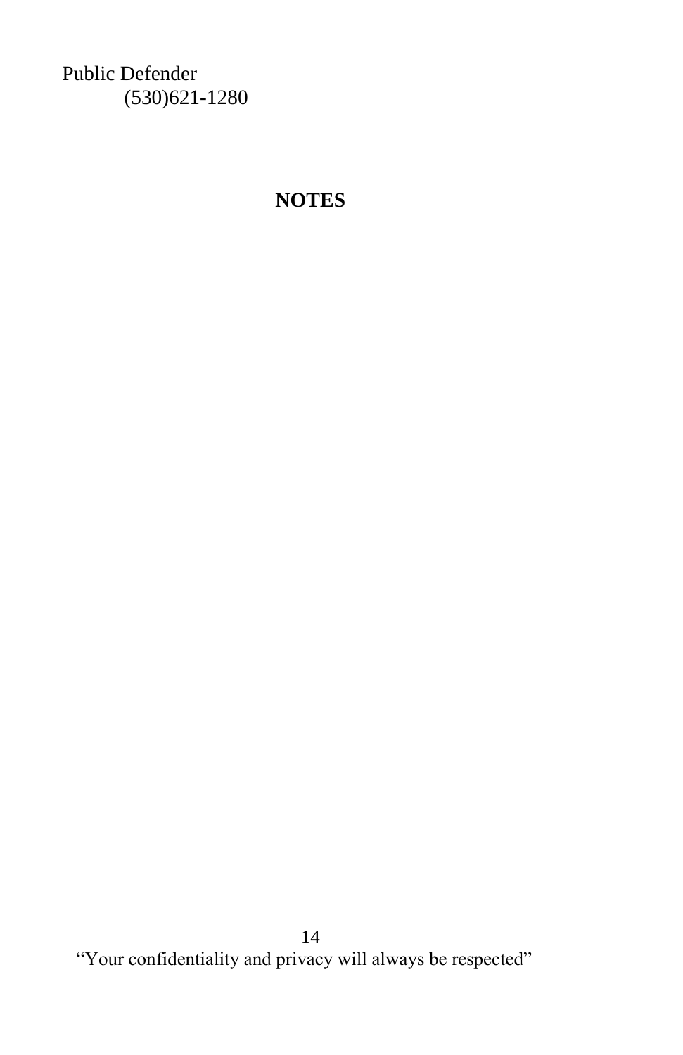Public Defender
(530)621-1280

## NOTES

"Your confidentiality and privacy will always be respected"